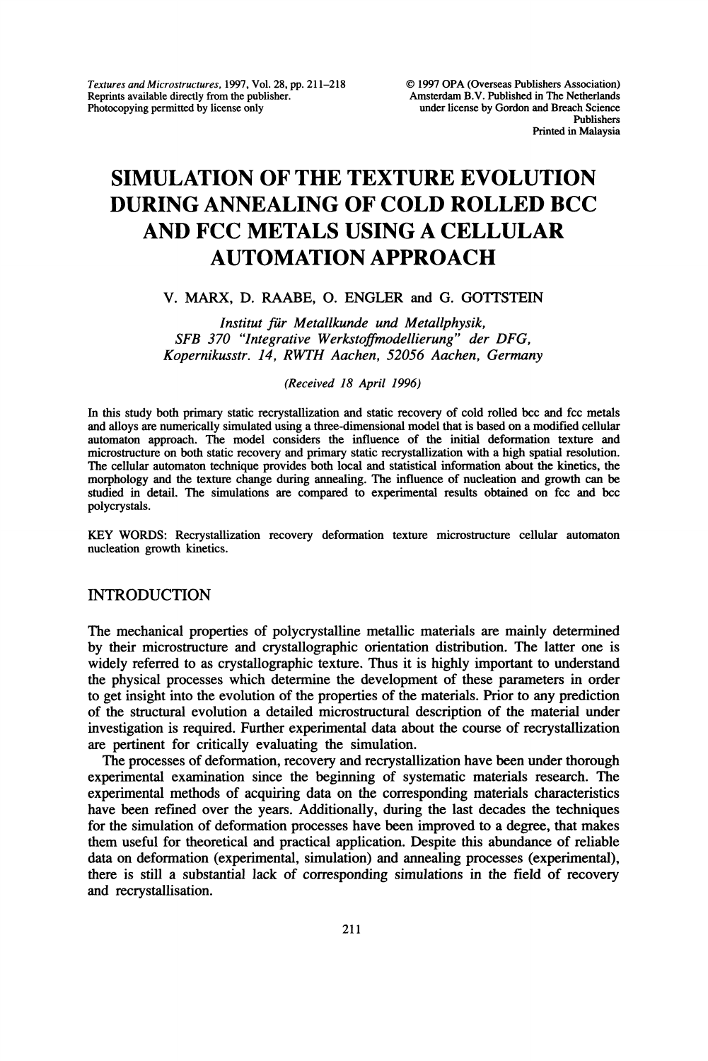# SIMULATION OF THE TEXTURE EVOLUTION DURING ANNEALING OF COLD ROLLED BCC AND FCC METALS USING A CELLULAR AUTOMATION APPROACH

V. MARX, D. RAABE, O. ENGLER and G. GOTTSTEIN

*Institut für Metallkunde und Metallphysik, SFB 370 "Integrative Werkstoffmodellierung" der DFG, Kopernikusstr. 14, RWTH Aachen, 52056 Aachen, Germany*

*(Received 18 April 1996)*

In this study both primary static recrystallization and static recovery of cold rolled bcc and fcc metals and alloys are numerically simulated using a three-dimensional model that is based on a modified cellular automaton approach. The model considers the influence of the initial deformation texture and microstructure on both static recovery and primary static recrystallization with a high spatial resolution. The cellular automaton technique provides both local and statistical information about the kinetics, the morphology and the texture change during annealing. The influence of nucleation and growth can be studied in detail. The simulations are compared to experimental results obtained on fcc and bcc polycrystals.

KEY WORDS: Recrystallization recovery deformation texture microstructure cellular automaton nucleation growth kinetics.

## INTRODUCTION

The mechanical properties of polycrystalline metallic materials are mainly determined by their microstructure and crystallographic orientation distribution. The latter one is widely referred to as crystallographic texture. Thus it is highly important to understand the physical processes which determine the development of these parameters in order to get insight into the evolution of the properties of the materials. Prior to any prediction of the structural evolution a detailed microstructural description of the material under investigation is required. Further experimental data about the course of recrystallization are pertinent for critically evaluating the simulation.

The processes of deformation, recovery and recrystallization have been under thorough experimental examination since the beginning of systematic materials research. The experimental methods of acquiring data on the corresponding materials characteristics have been refined over the years. Additionally, during the last decades the techniques for the simulation of deformation processes have been improved to a degree, that makes them useful for theoretical and practical application. Despite this abundance of reliable data on deformation (experimental, simulation) and annealing processes (experimental), there is still a substantial lack of corresponding simulations in the field of recovery and recrystallisation.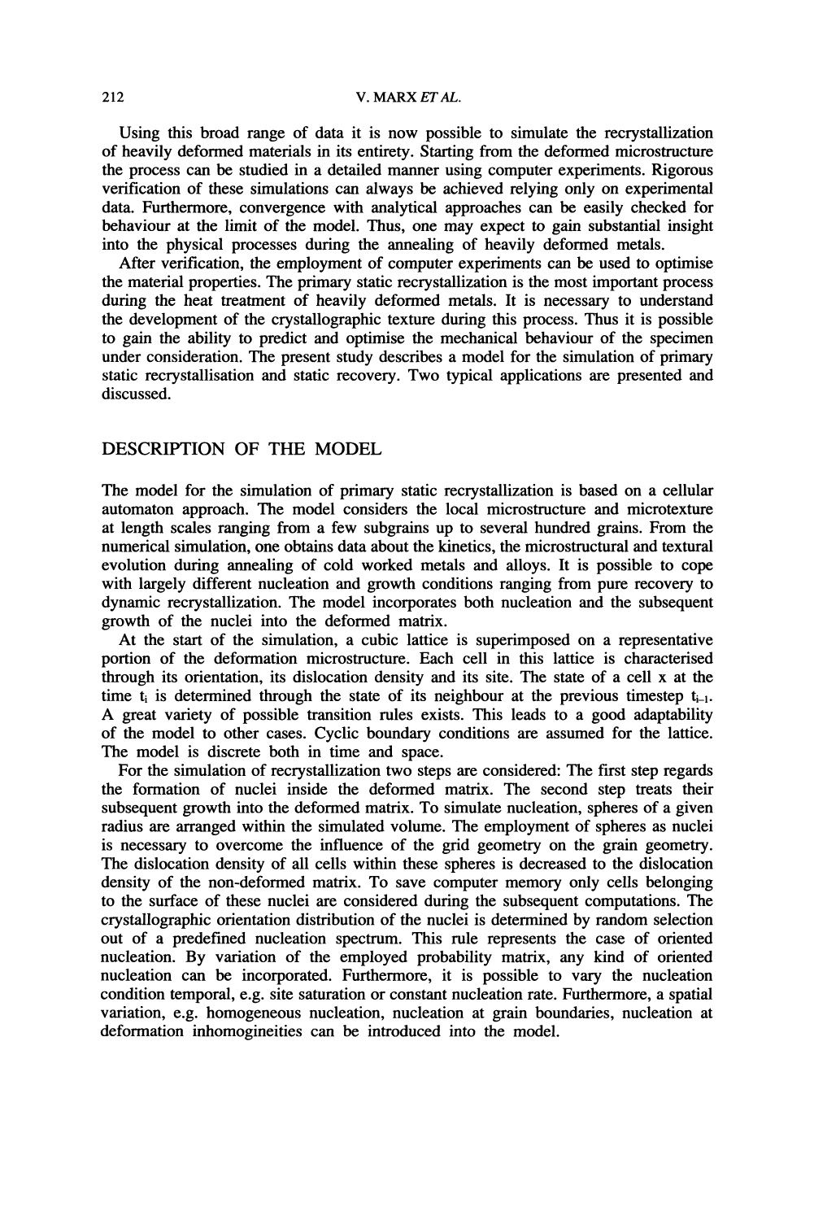Using this broad range of data it is now possible to simulate the recrystallization of heavily deformed materials in its entirety. Starting from the deformed microstructure the process can be studied in a detailed manner using computer experiments. Rigorous verification of these simulations can always be achieved relying only on experimental data. Furthermore, convergence with analytical approaches can be easily checked for behaviour at the limit of the model. Thus, one may expect to gain substantial insight into the physical processes during the annealing of heavily deformed metals.

After verification, the employment of computer experiments can be used to optimise the material properties. The primary static recrystallization is the most important process during the heat treatment of heavily deformed metals. It is necessary to understand the development of the crystallographic texture during this process. Thus it is possible to gain the ability to predict and optimise the mechanical behaviour of the specimen under consideration. The present study describes a model for the simulation of primary static recrystallisation and static recovery. Two typical applications are presented and discussed.

## DESCRIPTION OF THE MODEL

The model for the simulation of primary static recrystallization is based on a cellular automaton approach. The model considers the local microstructure and microtexture at length scales ranging from a few subgrains up to several hundred grains. From the numerical simulation, one obtains data about the kinetics, the microstructural and textural evolution during annealing of cold worked metals and alloys. It is possible to cope with largely different nucleation and growth conditions ranging from pure recovery to dynamic recrystallization. The model incorporates both nucleation and the subsequent growth of the nuclei into the deformed matrix.

At the start of the simulation, a cubic lattice is superimposed on a representative portion of the deformation microstructure. Each cell in this lattice is characterised through its orientation, its dislocation density and its site. The state of a cell x at the time $t_i$ is determined through the state of its neighbour at the previous timestep $t_{i-1}$. A great variety of possible transition rules exists. This leads to a good adaptability of the model to other cases. Cyclic boundary conditions are assumed for the lattice. The model is discrete both in time and space.

For the simulation of recrystallization two steps are considered: The first step regards the formation of nuclei inside the deformed matrix. The second step treats their subsequent growth into the deformed matrix. To simulate nucleation, spheres of a given radius are arranged within the simulated volume. The employment of spheres as nuclei is necessary to overcome the influence of the grid geometry on the grain geometry. The dislocation density of all cells within these spheres is decreased to the dislocation density of the non-deformed matrix. To save computer memory only cells belonging to the surface of these nuclei are considered during the subsequent computations. The crystallographic orientation distribution of the nuclei is determined by random selection out of a predefined nucleation spectrum. This rule represents the case of oriented nucleation. By variation of the employed probability matrix, any kind of oriented nucleation can be incorporated. Furthermore, it is possible to vary the nucleation condition temporal, e.g. site saturation or constant nucleation rate. Furthermore, a spatial variation, e.g. homogeneous nucleation, nucleation at grain boundaries, nucleation at deformation inhomogineities can be introduced into the model.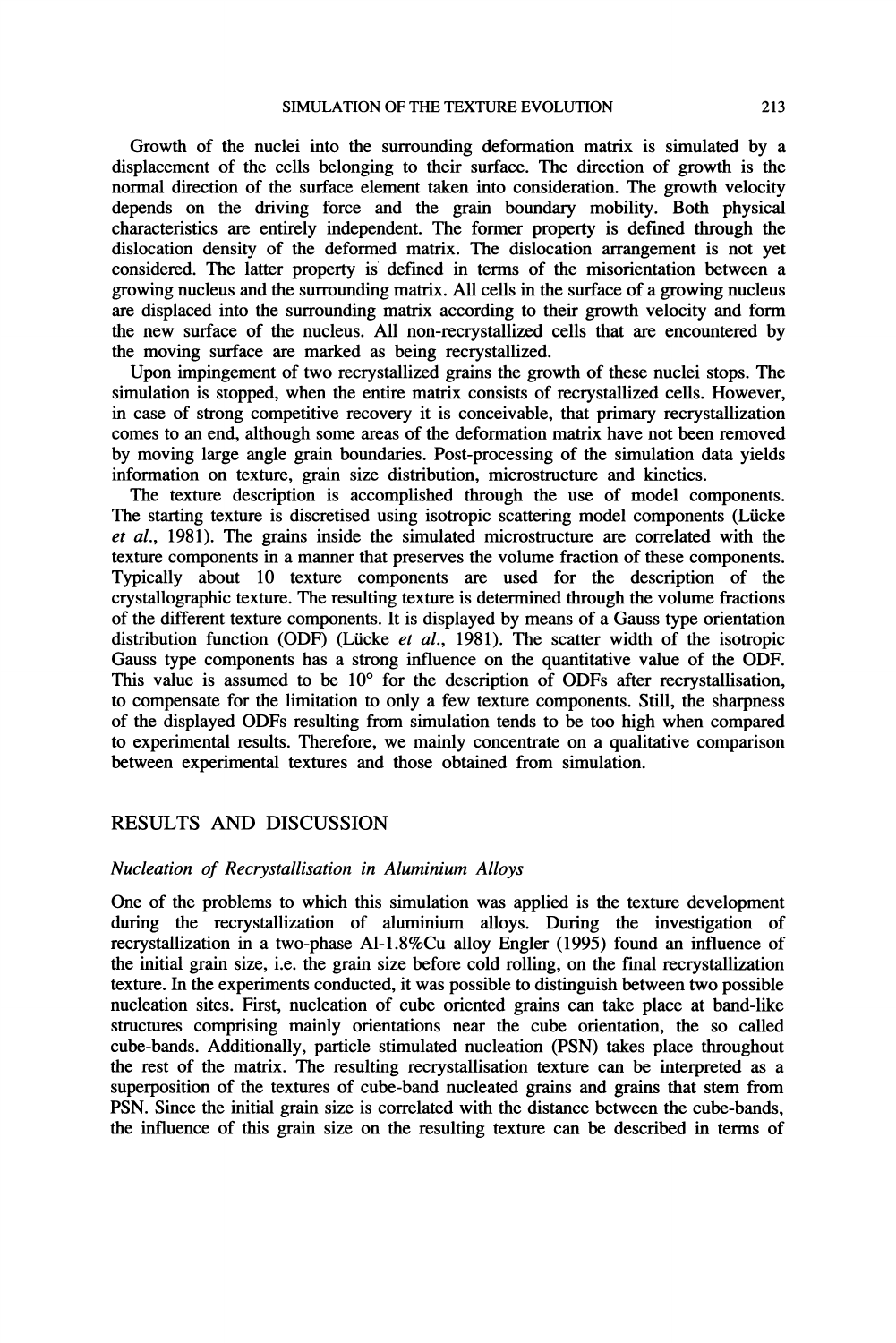Growth of the nuclei into the surrounding deformation matrix is simulated by a displacement of the cells belonging to their surface. The direction of growth is the normal direction of the surface element taken into consideration. The growth velocity depends on the driving force and the grain boundary mobility. Both physical characteristics are entirely independent. The former property is defined through the dislocation density of the deformed matrix. The dislocation arrangement is not yet considered. The latter property is defined in terms of the misorientation between a growing nucleus and the surrounding matrix. All cells in the surface of a growing nucleus are displaced into the surrounding matrix according to their growth velocity and form the new surface of the nucleus. All non-recrystallized cells that are encountered by the moving surface are marked as being recrystallized.

Upon impingement of two recrystallized grains the growth of these nuclei stops. The simulation is stopped, when the entire matrix consists of recrystallized cells. However, in case of strong competitive recovery it is conceivable, that primary recrystallization comes to an end, although some areas of the deformation matrix have not been removed by moving large angle grain boundaries. Post-processing of the simulation data yields information on texture, grain size distribution, microstructure and kinetics.

The texture description is accomplished through the use of model components. The starting texture is discretised using isotropic scattering model components (Lücke *et al.*, 1981). The grains inside the simulated microstructure are correlated with the texture components in a manner that preserves the volume fraction of these components. Typically about 10 texture components are used for the description of the crystallographic texture. The resulting texture is determined through the volume fractions of the different texture components. It is displayed by means of a Gauss type orientation distribution function (ODF) (Lücke *et al.*, 1981). The scatter width of the isotropic Gauss type components has a strong influence on the quantitative value of the ODF. This value is assumed to be 10° for the description of ODFs after recrystallisation, to compensate for the limitation to only a few texture components. Still, the sharpness of the displayed ODFs resulting from simulation tends to be too high when compared to experimental results. Therefore, we mainly concentrate on a qualitative comparison between experimental textures and those obtained from simulation.

## RESULTS AND DISCUSSION

### *Nucleation of Recrystallisation in Aluminium Alloys*

One of the problems to which this simulation was applied is the texture development during the recrystallization of aluminium alloys. During the investigation of recrystallization in a two-phase Al-1.8%Cu alloy Engler (1995) found an influence of the initial grain size, i.e. the grain size before cold rolling, on the final recrystallization texture. In the experiments conducted, it was possible to distinguish between two possible nucleation sites. First, nucleation of cube oriented grains can take place at band-like structures comprising mainly orientations near the cube orientation, the so called cube-bands. Additionally, particle stimulated nucleation (PSN) takes place throughout the rest of the matrix. The resulting recrystallisation texture can be interpreted as a superposition of the textures of cube-band nucleated grains and grains that stem from PSN. Since the initial grain size is correlated with the distance between the cube-bands, the influence of this grain size on the resulting texture can be described in terms of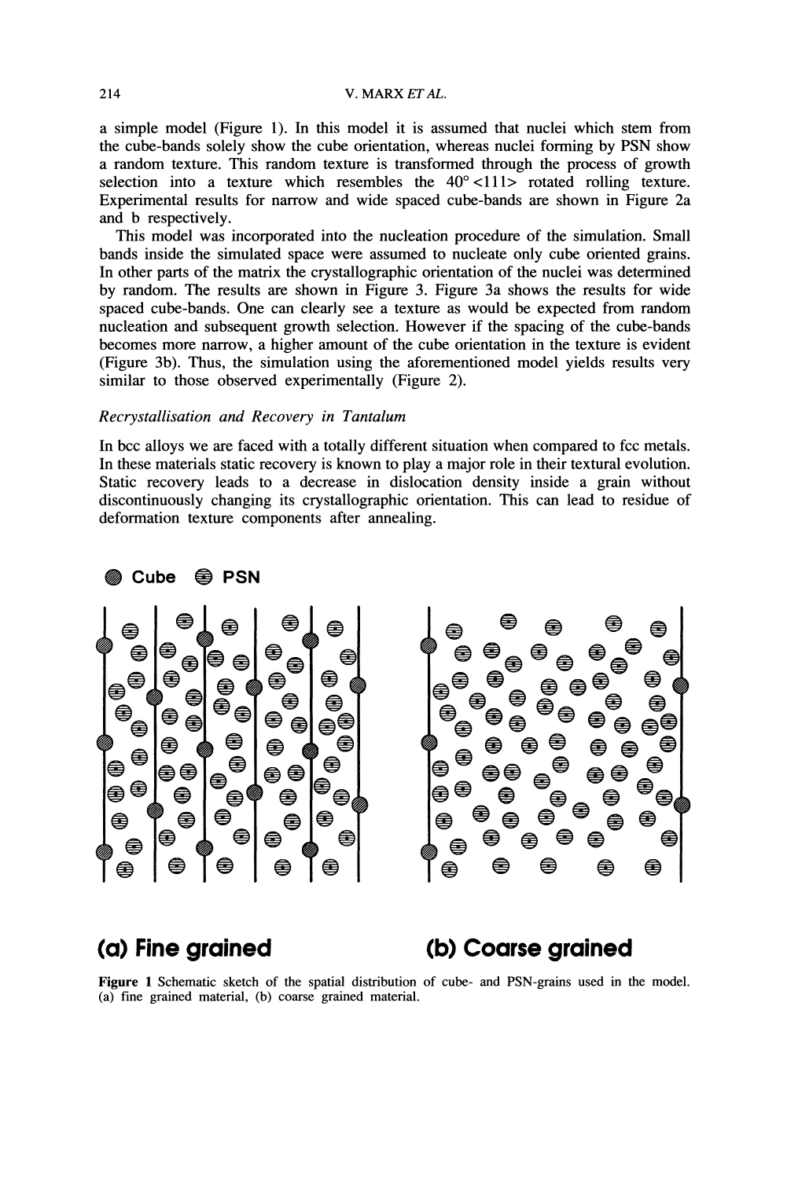a simple model (Figure 1). In this model it is assumed that nuclei which stem from the cube-bands solely show the cube orientation, whereas nuclei forming by PSN show a random texture. This random texture is transformed through the process of growth selection into a texture which resembles the 40° <111> rotated rolling texture. Experimental results for narrow and wide spaced cube-bands are shown in Figure 2a and b respectively.

This model was incorporated into the nucleation procedure of the simulation. Small bands inside the simulated space were assumed to nucleate only cube oriented grains. In other parts of the matrix the crystallographic orientation of the nuclei was determined by random. The results are shown in Figure 3. Figure 3a shows the results for wide spaced cube-bands. One can clearly see a texture as would be expected from random nucleation and subsequent growth selection. However if the spacing of the cube-bands becomes more narrow, a higher amount of the cube orientation in the texture is evident (Figure 3b). Thus, the simulation using the aforementioned model yields results very similar to those observed experimentally (Figure 2).

### *Recrystallisation and Recovery in Tantalum*

In bcc alloys we are faced with a totally different situation when compared to fcc metals. In these materials static recovery is known to play a major role in their textural evolution. Static recovery leads to a decrease in dislocation density inside a grain without discontinuously changing its crystallographic orientation. This can lead to residue of deformation texture components after annealing.

Cube PSN

**(a) Fine grained** **(b) Coarse grained**

**Figure 1** Schematic sketch of the spatial distribution of cube- and PSN-grains used in the model. (a) fine grained material, (b) coarse grained material.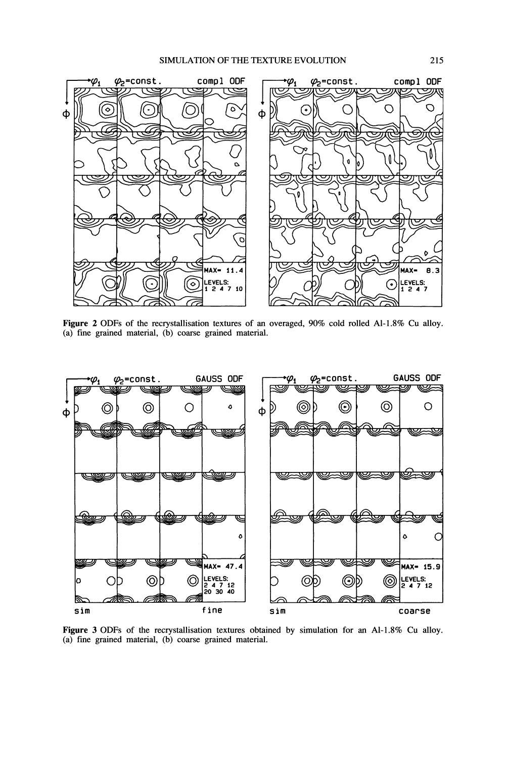Figure 2 ODFs of the recrystallisation textures of an overaged, 90% cold rolled Al-1.8% Cu alloy. (a) fine grained material, (b) coarse grained material.

Figure 3 ODFs of the recrystallisation textures obtained by simulation for an Al-1.8% Cu alloy. (a) fine grained material, (b) coarse grained material.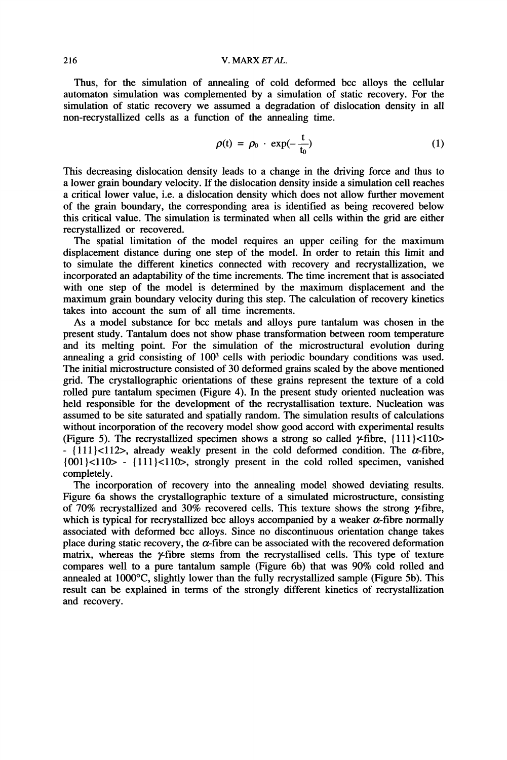Thus, for the simulation of annealing of cold deformed bcc alloys the cellular automaton simulation was complemented by a simulation of static recovery. For the simulation of static recovery we assumed a degradation of dislocation density in all non-recrystallized cells as a function of the annealing time.

$$\rho(t) = \rho_0 \cdot \exp(-\frac{t}{t_0}) \tag{1}$$

This decreasing dislocation density leads to a change in the driving force and thus to a lower grain boundary velocity. If the dislocation density inside a simulation cell reaches a critical lower value, i.e. a dislocation density which does not allow further movement of the grain boundary, the corresponding area is identified as being recovered below this critical value. The simulation is terminated when all cells within the grid are either recrystallized or recovered.

The spatial limitation of the model requires an upper ceiling for the maximum displacement distance during one step of the model. In order to retain this limit and to simulate the different kinetics connected with recovery and recrystallization, we incorporated an adaptability of the time increments. The time increment that is associated with one step of the model is determined by the maximum displacement and the maximum grain boundary velocity during this step. The calculation of recovery kinetics takes into account the sum of all time increments.

As a model substance for bcc metals and alloys pure tantalum was chosen in the present study. Tantalum does not show phase transformation between room temperature and its melting point. For the simulation of the microstructural evolution during annealing a grid consisting of $100^3$ cells with periodic boundary conditions was used. The initial microstructure consisted of 30 deformed grains scaled by the above mentioned grid. The crystallographic orientations of these grains represent the texture of a cold rolled pure tantalum specimen (Figure 4). In the present study oriented nucleation was held responsible for the development of the recrystallisation texture. Nucleation was assumed to be site saturated and spatially random. The simulation results of calculations without incorporation of the recovery model show good accord with experimental results (Figure 5). The recrystallized specimen shows a strong so called $\gamma$-fibre, {111}<110> - {111}<112>, already weakly present in the cold deformed condition. The $\alpha$-fibre, {001}<110> - {111}<110>, strongly present in the cold rolled specimen, vanished completely.

The incorporation of recovery into the annealing model showed deviating results. Figure 6a shows the crystallographic texture of a simulated microstructure, consisting of 70% recrystallized and 30% recovered cells. This texture shows the strong $\gamma$-fibre, which is typical for recrystallized bcc alloys accompanied by a weaker $\alpha$-fibre normally associated with deformed bcc alloys. Since no discontinuous orientation change takes place during static recovery, the $\alpha$-fibre can be associated with the recovered deformation matrix, whereas the $\gamma$-fibre stems from the recrystallised cells. This type of texture compares well to a pure tantalum sample (Figure 6b) that was 90% cold rolled and annealed at 1000°C, slightly lower than the fully recrystallized sample (Figure 5b). This result can be explained in terms of the strongly different kinetics of recrystallization and recovery.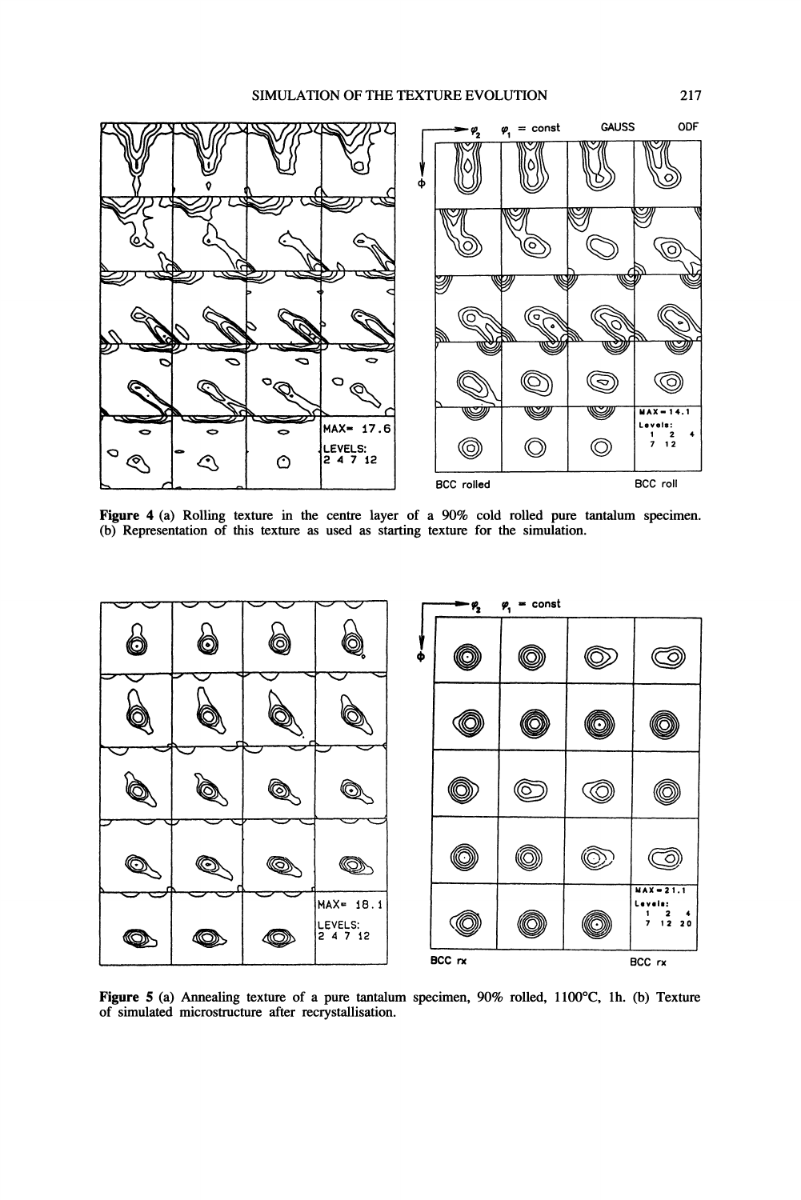**Figure 4** (a) Rolling texture in the centre layer of a 90% cold rolled pure tantalum specimen. (b) Representation of this texture as used as starting texture for the simulation.

**Figure 5** (a) Annealing texture of a pure tantalum specimen, 90% rolled, 1100°C, 1h. (b) Texture of simulated microstructure after recrystallisation.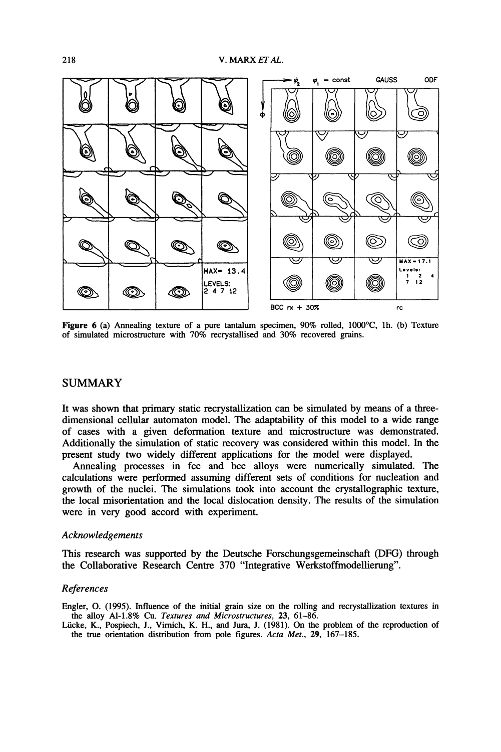$\varphi_2$ $\varphi_1$ = const GAUSS ODF

$\Phi$

MAX= 13.4
LEVELS:
2 4 7 12

MAX=17.1
Levels:
1 2 4
7 12

BCC rx + 30% rc

Figure 6 (a) Annealing texture of a pure tantalum specimen, 90% rolled, 1000°C, 1h. (b) Texture of simulated microstructure with 70% recrystallised and 30% recovered grains.

## SUMMARY

It was shown that primary static recrystallization can be simulated by means of a three-dimensional cellular automaton model. The adaptability of this model to a wide range of cases with a given deformation texture and microstructure was demonstrated. Additionally the simulation of static recovery was considered within this model. In the present study two widely different applications for the model were displayed.

Annealing processes in fcc and bcc alloys were numerically simulated. The calculations were performed assuming different sets of conditions for nucleation and growth of the nuclei. The simulations took into account the crystallographic texture, the local misorientation and the local dislocation density. The results of the simulation were in very good accord with experiment.

### *Acknowledgements*

This research was supported by the Deutsche Forschungsgemeinschaft (DFG) through the Collaborative Research Centre 370 "Integrative Werkstoffmodellierung".

### *References*

Engler, O. (1995). Influence of the initial grain size on the rolling and recrystallization textures in the alloy Al-1.8% Cu. *Textures and Microstructures*, **23**, 61–86.

Lücke, K., Pospiech, J., Virnich, K. H., and Jura, J. (1981). On the problem of the reproduction of the true orientation distribution from pole figures. *Acta Met.*, **29**, 167–185.